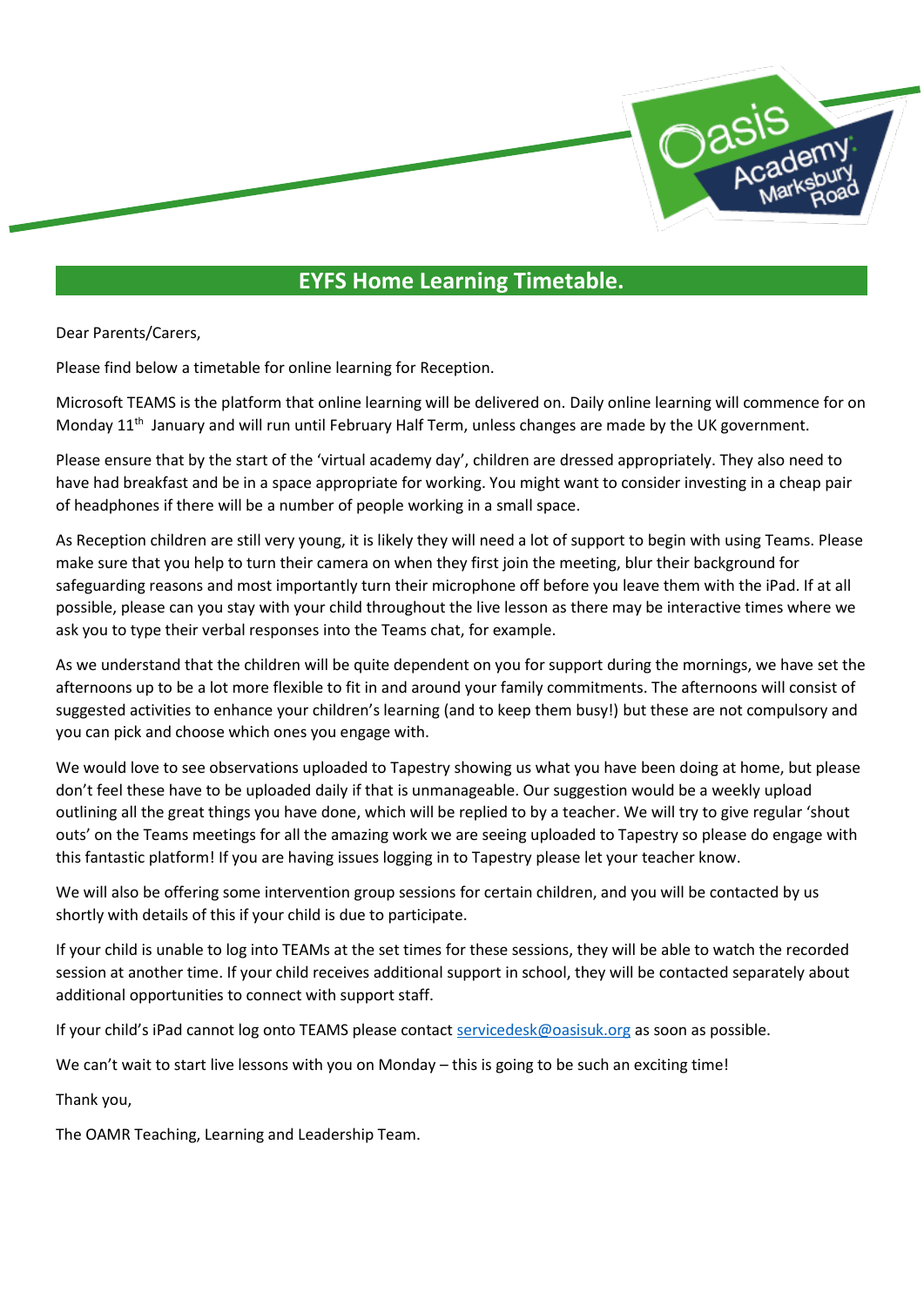# EYFS Home Learning Timetable.

Dear Parents/Carers,

Please find below a timetable for online learning for Reception.

Microsoft TEAMS is the platform that online learning will be delivered on. Daily online learning will commence for on Monday 11th January and will run until February Half Term, unless changes are made by the UK government.

Please ensure that by the start of the 'virtual academy day', children are dressed appropriately. They also need to have had breakfast and be in a space appropriate for working. You might want to consider investing in a cheap pair of headphones if there will be a number of people working in a small space.

As Reception children are still very young, it is likely they will need a lot of support to begin with using Teams. Please make sure that you help to turn their camera on when they first join the meeting, blur their background for safeguarding reasons and most importantly turn their microphone off before you leave them with the iPad. If at all possible, please can you stay with your child throughout the live lesson as there may be interactive times where we ask you to type their verbal responses into the Teams chat, for example.

As we understand that the children will be quite dependent on you for support during the mornings, we have set the afternoons up to be a lot more flexible to fit in and around your family commitments. The afternoons will consist of suggested activities to enhance your children's learning (and to keep them busy!) but these are not compulsory and you can pick and choose which ones you engage with.

We would love to see observations uploaded to Tapestry showing us what you have been doing at home, but please don't feel these have to be uploaded daily if that is unmanageable. Our suggestion would be a weekly upload outlining all the great things you have done, which will be replied to by a teacher. We will try to give regular 'shout outs' on the Teams meetings for all the amazing work we are seeing uploaded to Tapestry so please do engage with this fantastic platform! If you are having issues logging in to Tapestry please let your teacher know.

We will also be offering some intervention group sessions for certain children, and you will be contacted by us shortly with details of this if your child is due to participate.

If your child is unable to log into TEAMs at the set times for these sessions, they will be able to watch the recorded session at another time. If your child receives additional support in school, they will be contacted separately about additional opportunities to connect with support staff.

If your child's iPad cannot log onto TEAMS please contact servicedesk@oasisuk.org as soon as possible.

We can't wait to start live lessons with you on Monday – this is going to be such an exciting time!

Thank you,

The OAMR Teaching, Learning and Leadership Team.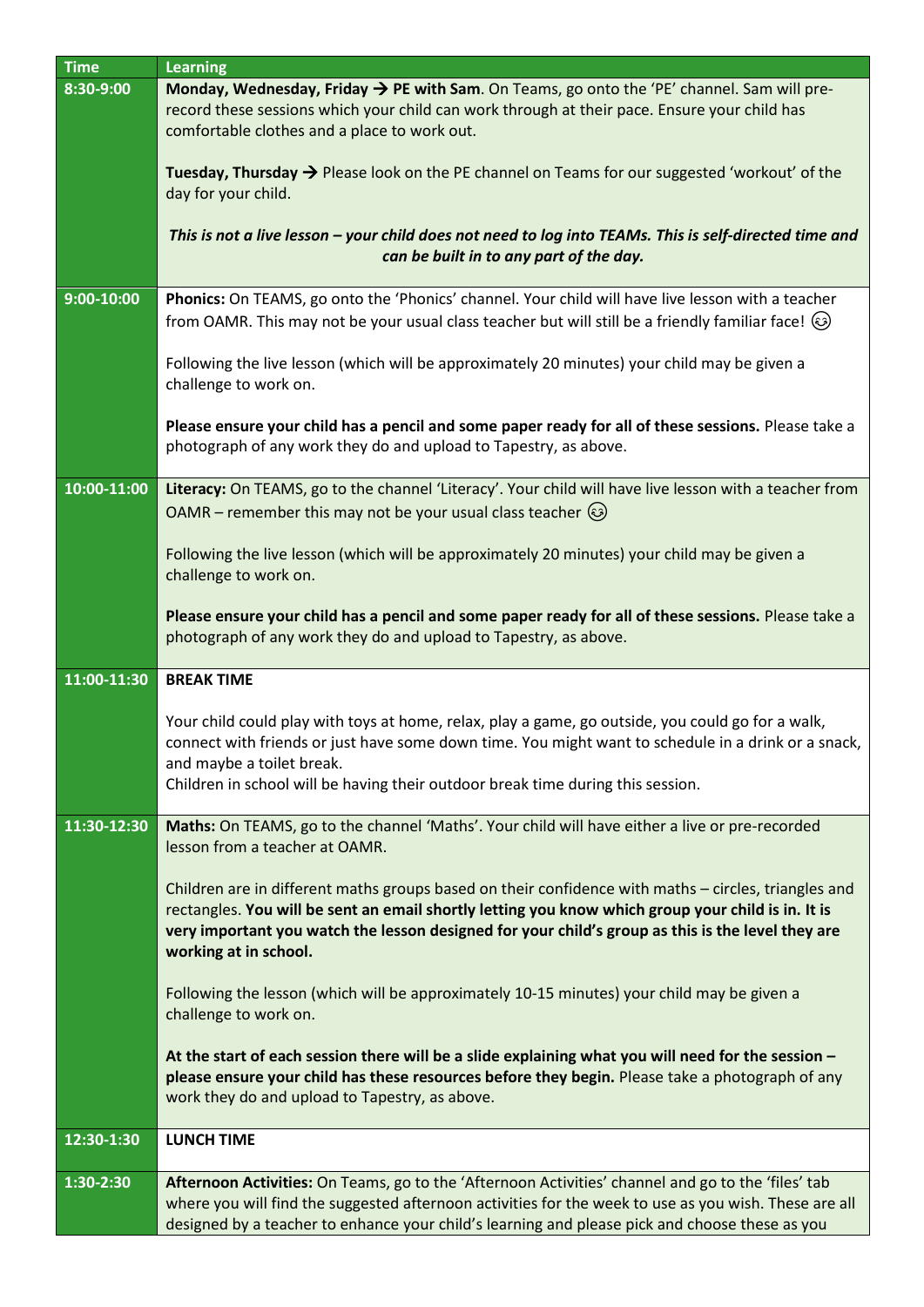| Time | Learning |
|---|---|
| 8:30-9:00 | **Monday, Wednesday, Friday → PE with Sam**. On Teams, go onto the 'PE' channel. Sam will pre-record these sessions which your child can work through at their pace. Ensure your child has comfortable clothes and a place to work out.<br><br>**Tuesday, Thursday →** Please look on the PE channel on Teams for our suggested 'workout' of the day for your child.<br><br>***This is not a live lesson – your child does not need to log into TEAMs. This is self-directed time and can be built in to any part of the day.*** |
| 9:00-10:00 | **Phonics:** On TEAMS, go onto the 'Phonics' channel. Your child will have live lesson with a teacher from OAMR. This may not be your usual class teacher but will still be a friendly familiar face! 😉<br><br>Following the live lesson (which will be approximately 20 minutes) your child may be given a challenge to work on.<br><br>**Please ensure your child has a pencil and some paper ready for all of these sessions.** Please take a photograph of any work they do and upload to Tapestry, as above. |
| 10:00-11:00 | **Literacy:** On TEAMS, go to the channel 'Literacy'. Your child will have live lesson with a teacher from OAMR – remember this may not be your usual class teacher 😉<br><br>Following the live lesson (which will be approximately 20 minutes) your child may be given a challenge to work on.<br><br>**Please ensure your child has a pencil and some paper ready for all of these sessions.** Please take a photograph of any work they do and upload to Tapestry, as above. |
| 11:00-11:30 | **BREAK TIME**<br><br>Your child could play with toys at home, relax, play a game, go outside, you could go for a walk, connect with friends or just have some down time. You might want to schedule in a drink or a snack, and maybe a toilet break.<br>Children in school will be having their outdoor break time during this session. |
| 11:30-12:30 | **Maths:** On TEAMS, go to the channel 'Maths'. Your child will have either a live or pre-recorded lesson from a teacher at OAMR.<br><br>Children are in different maths groups based on their confidence with maths – circles, triangles and rectangles. **You will be sent an email shortly letting you know which group your child is in. It is very important you watch the lesson designed for your child's group as this is the level they are working at in school.**<br><br>Following the lesson (which will be approximately 10-15 minutes) your child may be given a challenge to work on.<br><br>**At the start of each session there will be a slide explaining what you will need for the session – please ensure your child has these resources before they begin.** Please take a photograph of any work they do and upload to Tapestry, as above. |
| 12:30-1:30 | **LUNCH TIME** |
| 1:30-2:30 | **Afternoon Activities:** On Teams, go to the 'Afternoon Activities' channel and go to the 'files' tab where you will find the suggested afternoon activities for the week to use as you wish. These are all designed by a teacher to enhance your child's learning and please pick and choose these as you |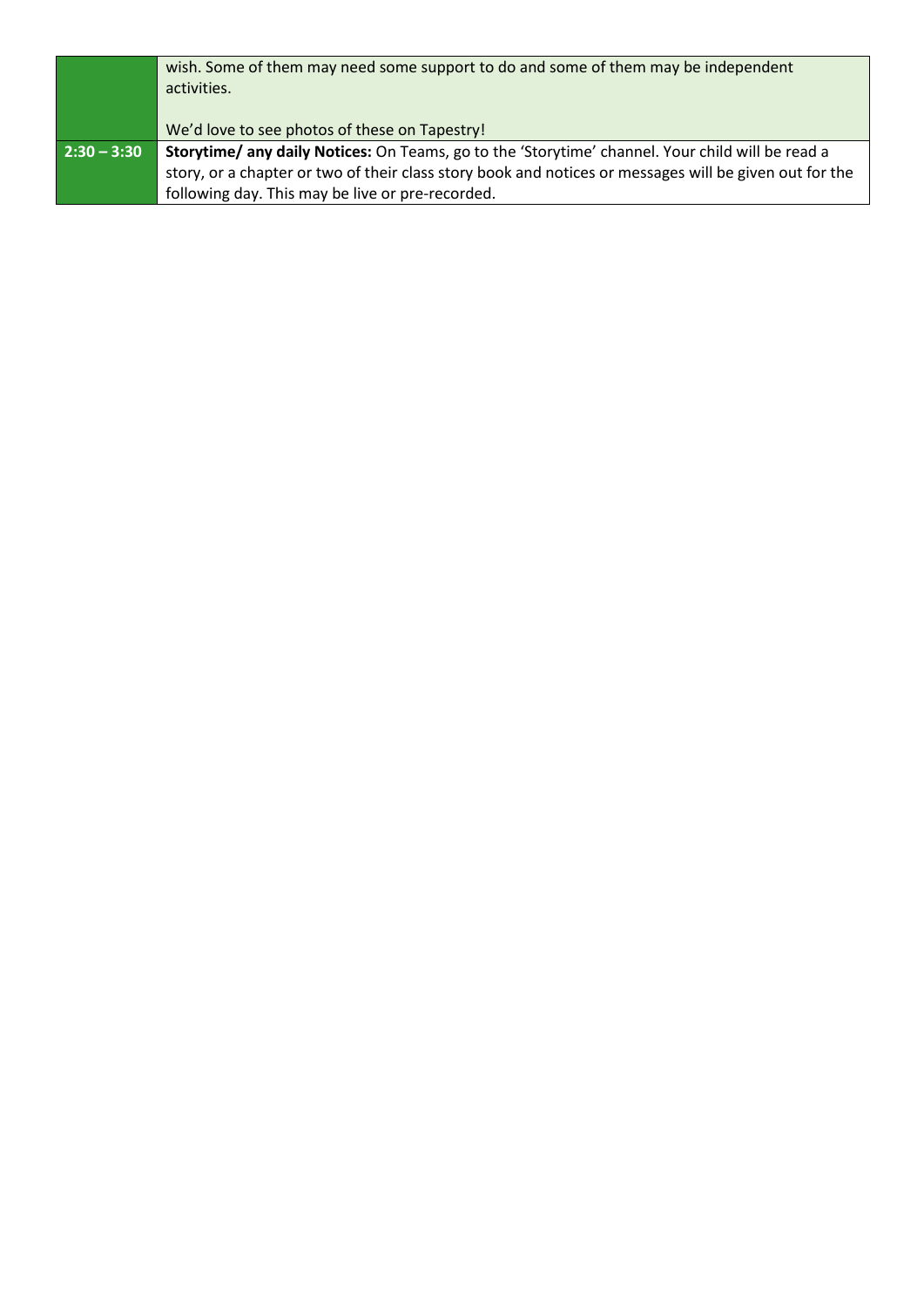| | |
|---|---|
| | wish. Some of them may need some support to do and some of them may be independent activities.<br><br>We'd love to see photos of these on Tapestry! |
| 2:30 – 3:30 | **Storytime/ any daily Notices:** On Teams, go to the 'Storytime' channel. Your child will be read a story, or a chapter or two of their class story book and notices or messages will be given out for the following day. This may be live or pre-recorded. |